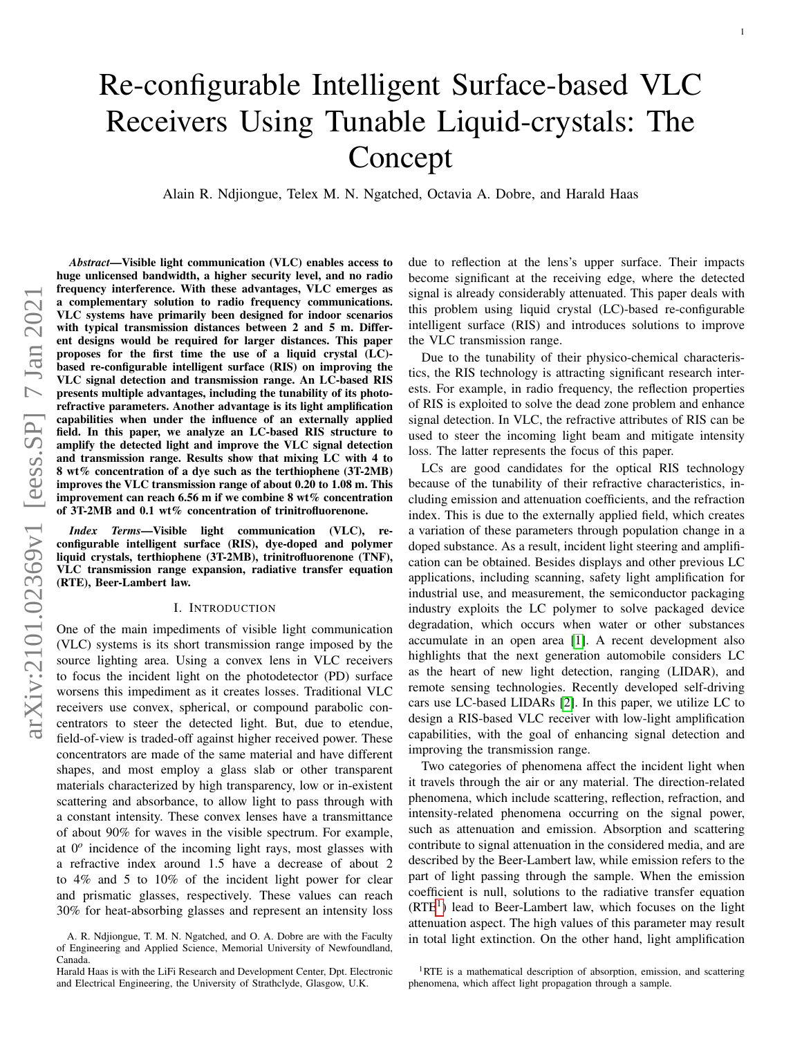# Re-configurable Intelligent Surface-based VLC Receivers Using Tunable Liquid-crystals: The Concept

Alain R. Ndjiongue, Telex M. N. Ngatched, Octavia A. Dobre, and Harald Haas

***Abstract*—Visible light communication (VLC) enables access to huge unlicensed bandwidth, a higher security level, and no radio frequency interference. With these advantages, VLC emerges as a complementary solution to radio frequency communications. VLC systems have primarily been designed for indoor scenarios with typical transmission distances between 2 and 5 m. Different designs would be required for larger distances. This paper proposes for the first time the use of a liquid crystal (LC)-based re-configurable intelligent surface (RIS) on improving the VLC signal detection and transmission range. An LC-based RIS presents multiple advantages, including the tunability of its photo-refractive parameters. Another advantage is its light amplification capabilities when under the influence of an externally applied field. In this paper, we analyze an LC-based RIS structure to amplify the detected light and improve the VLC signal detection and transmission range. Results show that mixing LC with 4 to 8 wt% concentration of a dye such as the terthiophene (3T-2MB) improves the VLC transmission range of about 0.20 to 1.08 m. This improvement can reach 6.56 m if we combine 8 wt% concentration of 3T-2MB and 0.1 wt% concentration of trinitrofluorenone.**

***Index Terms*—Visible light communication (VLC), re-configurable intelligent surface (RIS), dye-doped and polymer liquid crystals, terthiophene (3T-2MB), trinitrofluorenone (TNF), VLC transmission range expansion, radiative transfer equation (RTE), Beer-Lambert law.**

## I. Introduction

One of the main impediments of visible light communication (VLC) systems is its short transmission range imposed by the source lighting area. Using a convex lens in VLC receivers to focus the incident light on the photodetector (PD) surface worsens this impediment as it creates losses. Traditional VLC receivers use convex, spherical, or compound parabolic concentrators to steer the detected light. But, due to etendue, field-of-view is traded-off against higher received power. These concentrators are made of the same material and have different shapes, and most employ a glass slab or other transparent materials characterized by high transparency, low or in-existent scattering and absorbance, to allow light to pass through with a constant intensity. These convex lenses have a transmittance of about 90% for waves in the visible spectrum. For example, at $0^o$ incidence of the incoming light rays, most glasses with a refractive index around 1.5 have a decrease of about 2 to 4% and 5 to 10% of the incident light power for clear and prismatic glasses, respectively. These values can reach 30% for heat-absorbing glasses and represent an intensity loss due to reflection at the lens's upper surface. Their impacts become significant at the receiving edge, where the detected signal is already considerably attenuated. This paper deals with this problem using liquid crystal (LC)-based re-configurable intelligent surface (RIS) and introduces solutions to improve the VLC transmission range.

Due to the tunability of their physico-chemical characteristics, the RIS technology is attracting significant research interests. For example, in radio frequency, the reflection properties of RIS is exploited to solve the dead zone problem and enhance signal detection. In VLC, the refractive attributes of RIS can be used to steer the incoming light beam and mitigate intensity loss. The latter represents the focus of this paper.

LCs are good candidates for the optical RIS technology because of the tunability of their refractive characteristics, including emission and attenuation coefficients, and the refraction index. This is due to the externally applied field, which creates a variation of these parameters through population change in a doped substance. As a result, incident light steering and amplification can be obtained. Besides displays and other previous LC applications, including scanning, safety light amplification for industrial use, and measurement, the semiconductor packaging industry exploits the LC polymer to solve packaged device degradation, which occurs when water or other substances accumulate in an open area [1]. A recent development also highlights that the next generation automobile considers LC as the heart of new light detection, ranging (LIDAR), and remote sensing technologies. Recently developed self-driving cars use LC-based LIDARs [2]. In this paper, we utilize LC to design a RIS-based VLC receiver with low-light amplification capabilities, with the goal of enhancing signal detection and improving the transmission range.

Two categories of phenomena affect the incident light when it travels through the air or any material. The direction-related phenomena, which include scattering, reflection, refraction, and intensity-related phenomena occurring on the signal power, such as attenuation and emission. Absorption and scattering contribute to signal attenuation in the considered media, and are described by the Beer-Lambert law, while emission refers to the part of light passing through the sample. When the emission coefficient is null, solutions to the radiative transfer equation (RTE[1]) lead to Beer-Lambert law, which focuses on the light attenuation aspect. The high values of this parameter may result in total light extinction. On the other hand, light amplification

A. R. Ndjiongue, T. M. N. Ngatched, and O. A. Dobre are with the Faculty of Engineering and Applied Science, Memorial University of Newfoundland, Canada.

Harald Haas is with the LiFi Research and Development Center, Dpt. Electronic and Electrical Engineering, the University of Strathclyde, Glasgow, U.K.

[1] RTE is a mathematical description of absorption, emission, and scattering phenomena, which affect light propagation through a sample.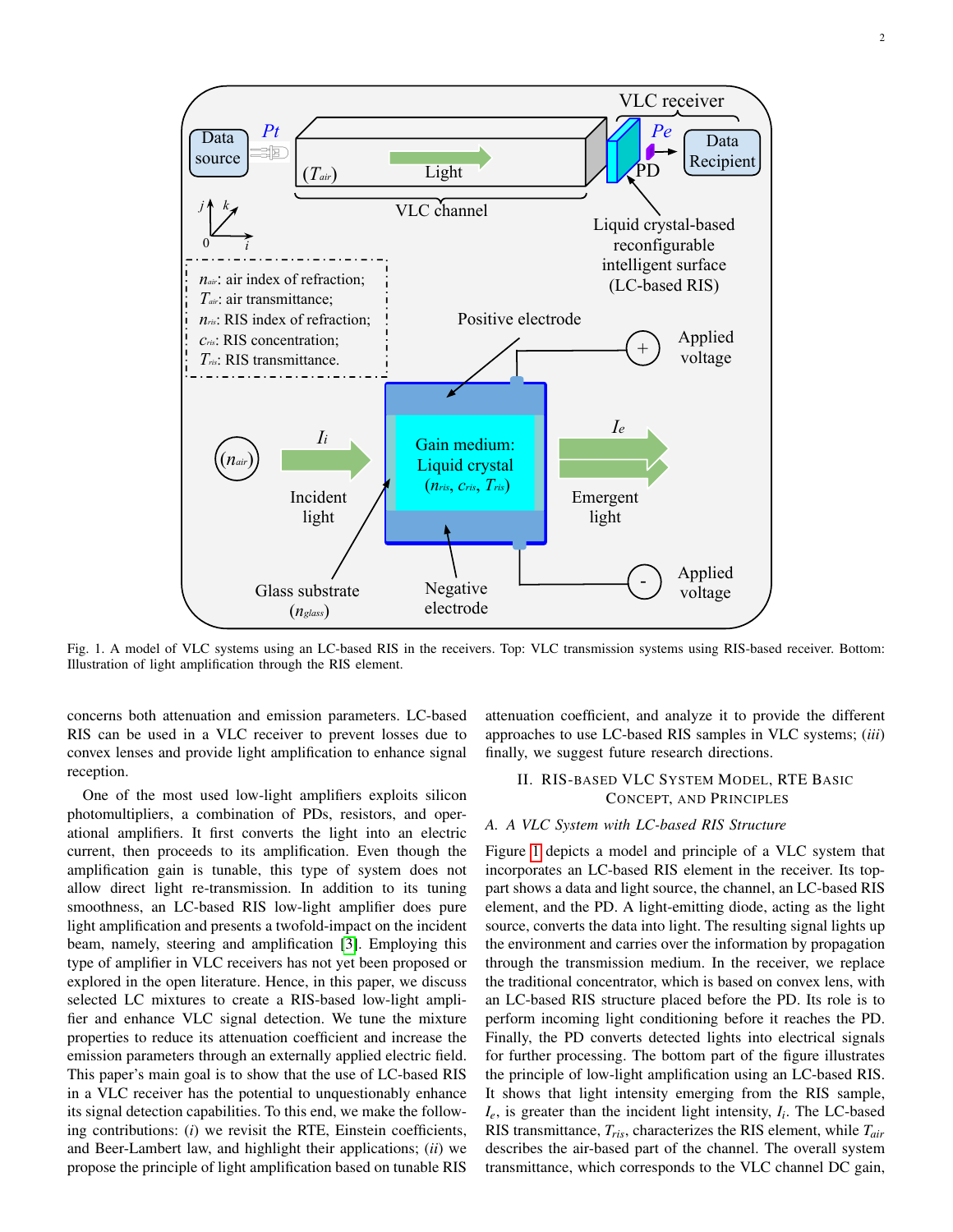Fig. 1. A model of VLC systems using an LC-based RIS in the receivers. Top: VLC transmission systems using RIS-based receiver. Bottom: Illustration of light amplification through the RIS element.

concerns both attenuation and emission parameters. LC-based RIS can be used in a VLC receiver to prevent losses due to convex lenses and provide light amplification to enhance signal reception.

One of the most used low-light amplifiers exploits silicon photomultipliers, a combination of PDs, resistors, and operational amplifiers. It first converts the light into an electric current, then proceeds to its amplification. Even though the amplification gain is tunable, this type of system does not allow direct light re-transmission. In addition to its tuning smoothness, an LC-based RIS low-light amplifier does pure light amplification and presents a twofold-impact on the incident beam, namely, steering and amplification [3]. Employing this type of amplifier in VLC receivers has not yet been proposed or explored in the open literature. Hence, in this paper, we discuss selected LC mixtures to create a RIS-based low-light amplifier and enhance VLC signal detection. We tune the mixture properties to reduce its attenuation coefficient and increase the emission parameters through an externally applied electric field. This paper's main goal is to show that the use of LC-based RIS in a VLC receiver has the potential to unquestionably enhance its signal detection capabilities. To this end, we make the following contributions: (*i*) we revisit the RTE, Einstein coefficients, and Beer-Lambert law, and highlight their applications; (*ii*) we propose the principle of light amplification based on tunable RIS attenuation coefficient, and analyze it to provide the different approaches to use LC-based RIS samples in VLC systems; (*iii*) finally, we suggest future research directions.

## II. RIS-based VLC System Model, RTE Basic Concept, and Principles

### A. A VLC System with LC-based RIS Structure

Figure 1 depicts a model and principle of a VLC system that incorporates an LC-based RIS element in the receiver. Its top-part shows a data and light source, the channel, an LC-based RIS element, and the PD. A light-emitting diode, acting as the light source, converts the data into light. The resulting signal lights up the environment and carries over the information by propagation through the transmission medium. In the receiver, we replace the traditional concentrator, which is based on convex lens, with an LC-based RIS structure placed before the PD. Its role is to perform incoming light conditioning before it reaches the PD. Finally, the PD converts detected lights into electrical signals for further processing. The bottom part of the figure illustrates the principle of low-light amplification using an LC-based RIS. It shows that light intensity emerging from the RIS sample, $I_e$, is greater than the incident light intensity, $I_i$. The LC-based RIS transmittance, $T_{ris}$, characterizes the RIS element, while $T_{air}$ describes the air-based part of the channel. The overall system transmittance, which corresponds to the VLC channel DC gain,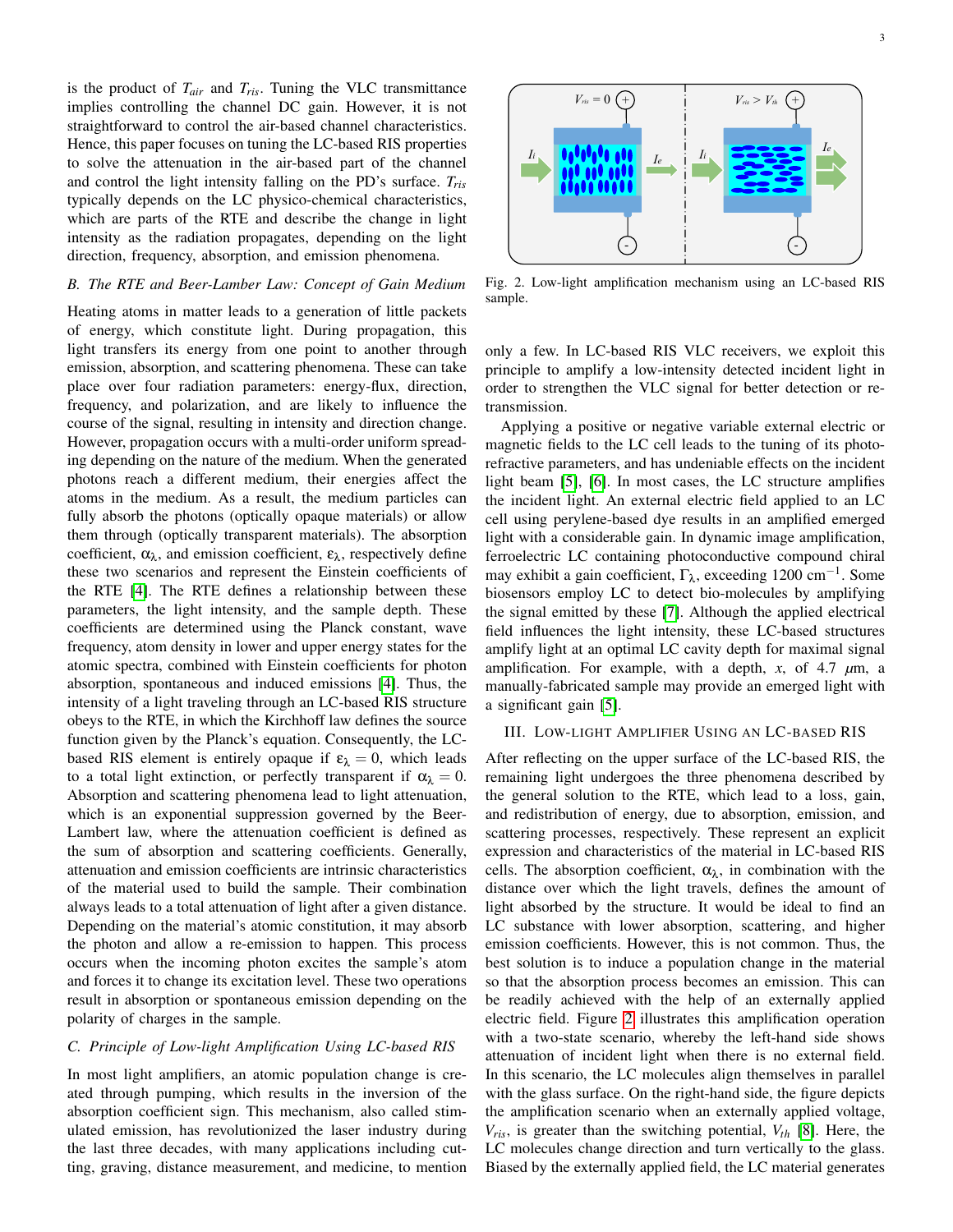is the product of $T_{air}$ and $T_{ris}$. Tuning the VLC transmittance implies controlling the channel DC gain. However, it is not straightforward to control the air-based channel characteristics. Hence, this paper focuses on tuning the LC-based RIS properties to solve the attenuation in the air-based part of the channel and control the light intensity falling on the PD's surface. $T_{ris}$ typically depends on the LC physico-chemical characteristics, which are parts of the RTE and describe the change in light intensity as the radiation propagates, depending on the light direction, frequency, absorption, and emission phenomena.

### B. The RTE and Beer-Lamber Law: Concept of Gain Medium

Heating atoms in matter leads to a generation of little packets of energy, which constitute light. During propagation, this light transfers its energy from one point to another through emission, absorption, and scattering phenomena. These can take place over four radiation parameters: energy-flux, direction, frequency, and polarization, and are likely to influence the course of the signal, resulting in intensity and direction change. However, propagation occurs with a multi-order uniform spreading depending on the nature of the medium. When the generated photons reach a different medium, their energies affect the atoms in the medium. As a result, the medium particles can fully absorb the photons (optically opaque materials) or allow them through (optically transparent materials). The absorption coefficient, $\alpha_\lambda$, and emission coefficient, $\varepsilon_\lambda$, respectively define these two scenarios and represent the Einstein coefficients of the RTE [4]. The RTE defines a relationship between these parameters, the light intensity, and the sample depth. These coefficients are determined using the Planck constant, wave frequency, atom density in lower and upper energy states for the atomic spectra, combined with Einstein coefficients for photon absorption, spontaneous and induced emissions [4]. Thus, the intensity of a light traveling through an LC-based RIS structure obeys to the RTE, in which the Kirchhoff law defines the source function given by the Planck's equation. Consequently, the LC-based RIS element is entirely opaque if $\varepsilon_\lambda = 0$, which leads to a total light extinction, or perfectly transparent if $\alpha_\lambda = 0$. Absorption and scattering phenomena lead to light attenuation, which is an exponential suppression governed by the Beer-Lambert law, where the attenuation coefficient is defined as the sum of absorption and scattering coefficients. Generally, attenuation and emission coefficients are intrinsic characteristics of the material used to build the sample. Their combination always leads to a total attenuation of light after a given distance. Depending on the material's atomic constitution, it may absorb the photon and allow a re-emission to happen. This process occurs when the incoming photon excites the sample's atom and forces it to change its excitation level. These two operations result in absorption or spontaneous emission depending on the polarity of charges in the sample.

### C. Principle of Low-light Amplification Using LC-based RIS

In most light amplifiers, an atomic population change is created through pumping, which results in the inversion of the absorption coefficient sign. This mechanism, also called stimulated emission, has revolutionized the laser industry during the last three decades, with many applications including cutting, graving, distance measurement, and medicine, to mention only a few. In LC-based RIS VLC receivers, we exploit this principle to amplify a low-intensity detected incident light in order to strengthen the VLC signal for better detection or re-transmission.

Fig. 2. Low-light amplification mechanism using an LC-based RIS sample.

Applying a positive or negative variable external electric or magnetic fields to the LC cell leads to the tuning of its photo-refractive parameters, and has undeniable effects on the incident light beam [5], [6]. In most cases, the LC structure amplifies the incident light. An external electric field applied to an LC cell using perylene-based dye results in an amplified emerged light with a considerable gain. In dynamic image amplification, ferroelectric LC containing photoconductive compound chiral may exhibit a gain coefficient, $\Gamma_\lambda$, exceeding 1200 cm$^{-1}$. Some biosensors employ LC to detect bio-molecules by amplifying the signal emitted by these [7]. Although the applied electrical field influences the light intensity, these LC-based structures amplify light at an optimal LC cavity depth for maximal signal amplification. For example, with a depth, $x$, of 4.7 $\mu$m, a manually-fabricated sample may provide an emerged light with a significant gain [5].

## III. Low-light Amplifier Using an LC-based RIS

After reflecting on the upper surface of the LC-based RIS, the remaining light undergoes the three phenomena described by the general solution to the RTE, which lead to a loss, gain, and redistribution of energy, due to absorption, emission, and scattering processes, respectively. These represent an explicit expression and characteristics of the material in LC-based RIS cells. The absorption coefficient, $\alpha_\lambda$, in combination with the distance over which the light travels, defines the amount of light absorbed by the structure. It would be ideal to find an LC substance with lower absorption, scattering, and higher emission coefficients. However, this is not common. Thus, the best solution is to induce a population change in the material so that the absorption process becomes an emission. This can be readily achieved with the help of an externally applied electric field. Figure 2 illustrates this amplification operation with a two-state scenario, whereby the left-hand side shows attenuation of incident light when there is no external field. In this scenario, the LC molecules align themselves in parallel with the glass surface. On the right-hand side, the figure depicts the amplification scenario when an externally applied voltage, $V_{ris}$, is greater than the switching potential, $V_{th}$ [8]. Here, the LC molecules change direction and turn vertically to the glass. Biased by the externally applied field, the LC material generates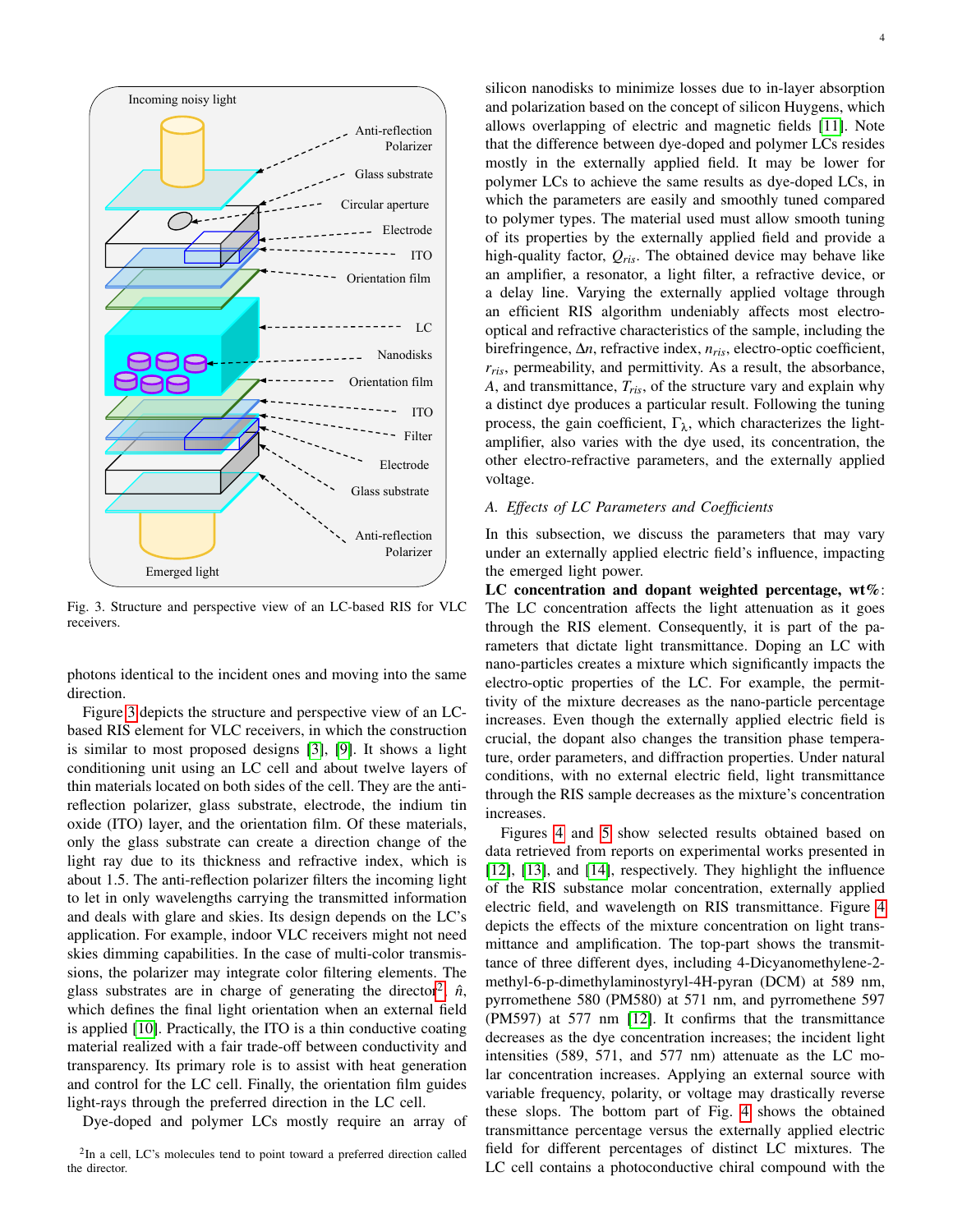Fig. 3. Structure and perspective view of an LC-based RIS for VLC receivers.

photons identical to the incident ones and moving into the same direction.

Figure 3 depicts the structure and perspective view of an LC-based RIS element for VLC receivers, in which the construction is similar to most proposed designs [3], [9]. It shows a light conditioning unit using an LC cell and about twelve layers of thin materials located on both sides of the cell. They are the anti-reflection polarizer, glass substrate, electrode, the indium tin oxide (ITO) layer, and the orientation film. Of these materials, only the glass substrate can create a direction change of the light ray due to its thickness and refractive index, which is about 1.5. The anti-reflection polarizer filters the incoming light to let in only wavelengths carrying the transmitted information and deals with glare and skies. Its design depends on the LC's application. For example, indoor VLC receivers might not need skies dimming capabilities. In the case of multi-color transmissions, the polarizer may integrate color filtering elements. The glass substrates are in charge of generating the director[2] $\hat{n}$, which defines the final light orientation when an external field is applied [10]. Practically, the ITO is a thin conductive coating material realized with a fair trade-off between conductivity and transparency. Its primary role is to assist with heat generation and control for the LC cell. Finally, the orientation film guides light-rays through the preferred direction in the LC cell.

Dye-doped and polymer LCs mostly require an array of silicon nanodisks to minimize losses due to in-layer absorption and polarization based on the concept of silicon Huygens, which allows overlapping of electric and magnetic fields [11]. Note that the difference between dye-doped and polymer LCs resides mostly in the externally applied field. It may be lower for polymer LCs to achieve the same results as dye-doped LCs, in which the parameters are easily and smoothly tuned compared to polymer types. The material used must allow smooth tuning of its properties by the externally applied field and provide a high-quality factor, $Q_{ris}$. The obtained device may behave like an amplifier, a resonator, a light filter, a refractive device, or a delay line. Varying the externally applied voltage through an efficient RIS algorithm undeniably affects most electro-optical and refractive characteristics of the sample, including the birefringence, $\Delta n$, refractive index, $n_{ris}$, electro-optic coefficient, $r_{ris}$, permeability, and permittivity. As a result, the absorbance, $A$, and transmittance, $T_{ris}$, of the structure vary and explain why a distinct dye produces a particular result. Following the tuning process, the gain coefficient, $\Gamma_{\lambda}$, which characterizes the light-amplifier, also varies with the dye used, its concentration, the other electro-refractive parameters, and the externally applied voltage.

### *A. Effects of LC Parameters and Coefficients*

In this subsection, we discuss the parameters that may vary under an externally applied electric field's influence, impacting the emerged light power.

**LC concentration and dopant weighted percentage, wt%**: The LC concentration affects the light attenuation as it goes through the RIS element. Consequently, it is part of the parameters that dictate light transmittance. Doping an LC with nano-particles creates a mixture which significantly impacts the electro-optic properties of the LC. For example, the permittivity of the mixture decreases as the nano-particle percentage increases. Even though the externally applied electric field is crucial, the dopant also changes the transition phase temperature, order parameters, and diffraction properties. Under natural conditions, with no external electric field, light transmittance through the RIS sample decreases as the mixture's concentration increases.

Figures 4 and 5 show selected results obtained based on data retrieved from reports on experimental works presented in [12], [13], and [14], respectively. They highlight the influence of the RIS substance molar concentration, externally applied electric field, and wavelength on RIS transmittance. Figure 4 depicts the effects of the mixture concentration on light transmittance and amplification. The top-part shows the transmittance of three different dyes, including 4-Dicyanomethylene-2-methyl-6-p-dimethylaminostyryl-4H-pyran (DCM) at 589 nm, pyrromethene 580 (PM580) at 571 nm, and pyrromethene 597 (PM597) at 577 nm [12]. It confirms that the transmittance decreases as the dye concentration increases; the incident light intensities (589, 571, and 577 nm) attenuate as the LC molar concentration increases. Applying an external source with variable frequency, polarity, or voltage may drastically reverse these slopes. The bottom part of Fig. 4 shows the obtained transmittance percentage versus the externally applied electric field for different percentages of distinct LC mixtures. The LC cell contains a photoconductive chiral compound with the

[2]In a cell, LC's molecules tend to point toward a preferred direction called the director.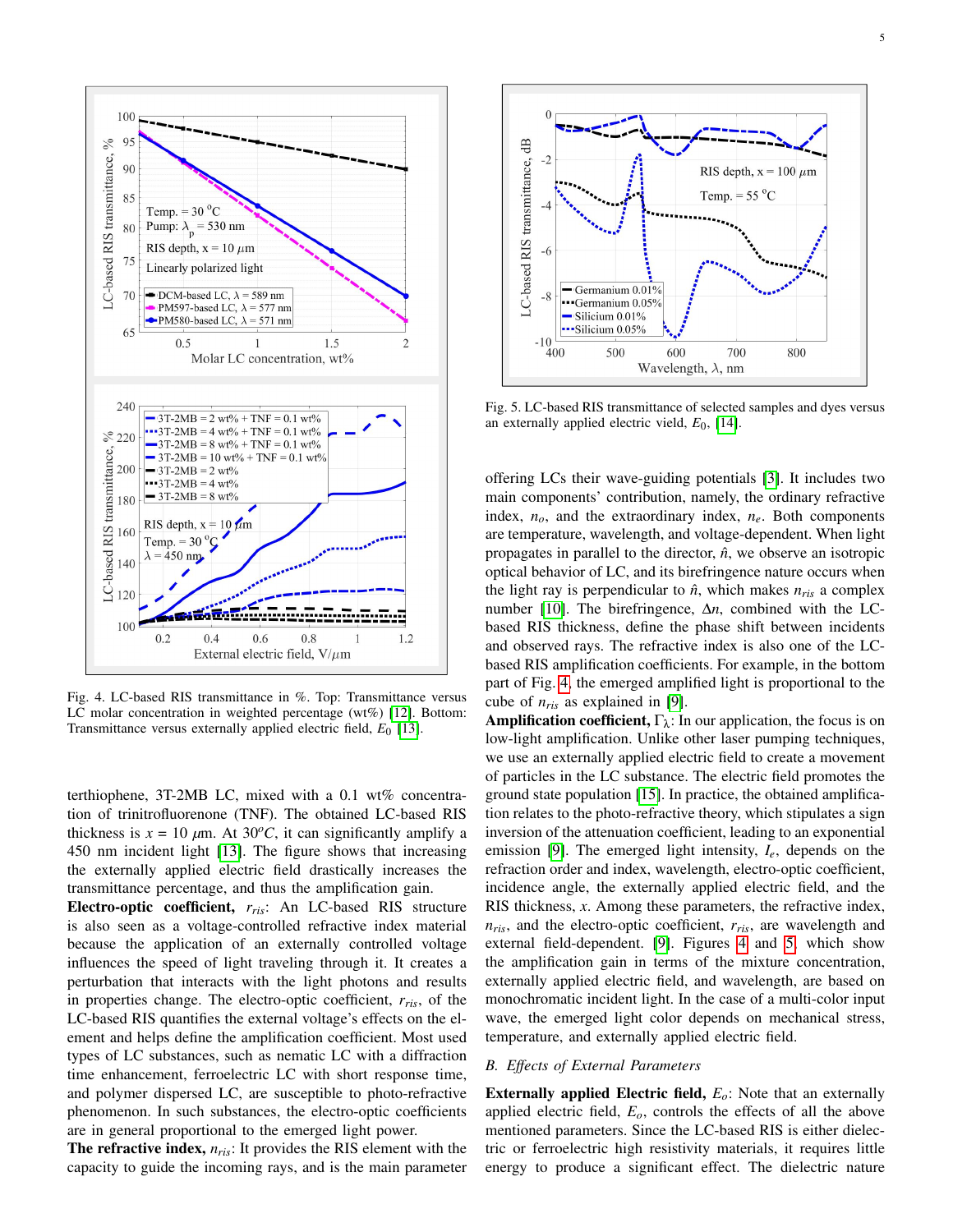Fig. 4. LC-based RIS transmittance in %. Top: Transmittance versus LC molar concentration in weighted percentage (wt%) [12]. Bottom: Transmittance versus externally applied electric field, $E_0$ [13].

terthiophene, 3T-2MB LC, mixed with a 0.1 wt% concentration of trinitrofluorenone (TNF). The obtained LC-based RIS thickness is $x = 10$ $\mu$m. At 30$^oC$, it can significantly amplify a 450 nm incident light [13]. The figure shows that increasing the externally applied electric field drastically increases the transmittance percentage, and thus the amplification gain.

**Electro-optic coefficient,** $r_{ris}$: An LC-based RIS structure is also seen as a voltage-controlled refractive index material because the application of an externally controlled voltage influences the speed of light traveling through it. It creates a perturbation that interacts with the light photons and results in properties change. The electro-optic coefficient, $r_{ris}$, of the LC-based RIS quantifies the external voltage's effects on the element and helps define the amplification coefficient. Most used types of LC substances, such as nematic LC with a diffraction time enhancement, ferroelectric LC with short response time, and polymer dispersed LC, are susceptible to photo-refractive phenomenon. In such substances, the electro-optic coefficients are in general proportional to the emerged light power.

**The refractive index,** $n_{ris}$: It provides the RIS element with the capacity to guide the incoming rays, and is the main parameter offering LCs their wave-guiding potentials [3]. It includes two main components' contribution, namely, the ordinary refractive index, $n_o$, and the extraordinary index, $n_e$. Both components are temperature, wavelength, and voltage-dependent. When light propagates in parallel to the director, $\hat{n}$, we observe an isotropic optical behavior of LC, and its birefringence nature occurs when the light ray is perpendicular to $\hat{n}$, which makes $n_{ris}$ a complex number [10]. The birefringence, $\Delta n$, combined with the LC-based RIS thickness, define the phase shift between incidents and observed rays. The refractive index is also one of the LC-based RIS amplification coefficients. For example, in the bottom part of Fig. 4, the emerged amplified light is proportional to the cube of $n_{ris}$ as explained in [9].

Fig. 5. LC-based RIS transmittance of selected samples and dyes versus an externally applied electric vield, $E_0$, [14].

**Amplification coefficient,** $\Gamma_\lambda$: In our application, the focus is on low-light amplification. Unlike other laser pumping techniques, we use an externally applied electric field to create a movement of particles in the LC substance. The electric field promotes the ground state population [15]. In practice, the obtained amplification relates to the photo-refractive theory, which stipulates a sign inversion of the attenuation coefficient, leading to an exponential emission [9]. The emerged light intensity, $I_e$, depends on the refraction order and index, wavelength, electro-optic coefficient, incidence angle, the externally applied electric field, and the RIS thickness, $x$. Among these parameters, the refractive index, $n_{ris}$, and the electro-optic coefficient, $r_{ris}$, are wavelength and external field-dependent. [9]. Figures 4 and 5, which show the amplification gain in terms of the mixture concentration, externally applied electric field, and wavelength, are based on monochromatic incident light. In the case of a multi-color input wave, the emerged light color depends on mechanical stress, temperature, and externally applied electric field.

### B. Effects of External Parameters

**Externally applied Electric field,** $E_o$: Note that an externally applied electric field, $E_o$, controls the effects of all the above mentioned parameters. Since the LC-based RIS is either dielectric or ferroelectric high resistivity materials, it requires little energy to produce a significant effect. The dielectric nature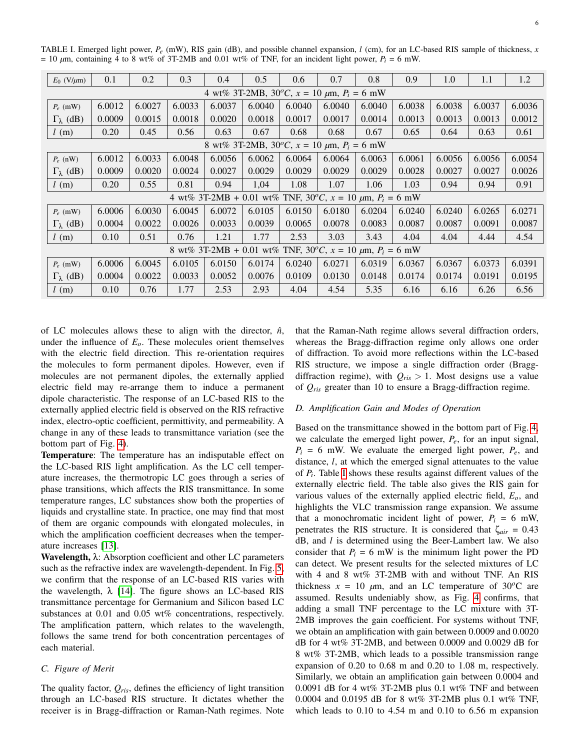TABLE I. Emerged light power, $P_e$ (mW), RIS gain (dB), and possible channel expansion, $l$ (cm), for an LC-based RIS sample of thickness, $x$ = 10 $\mu$m, containing 4 to 8 wt% of 3T-2MB and 0.01 wt% of TNF, for an incident light power, $P_i$ = 6 mW.

| $E_0$ (V/$\mu$m) | 0.1 | 0.2 | 0.3 | 0.4 | 0.5 | 0.6 | 0.7 | 0.8 | 0.9 | 1.0 | 1.1 | 1.2 |
|---|---|---|---|---|---|---|---|---|---|---|---|---|
| 4 wt% 3T-2MB, 30$^oC$, $x$ = 10 $\mu$m, $P_i$ = 6 mW | | | | | | | | | | | | |
| $P_e$ (mW) | 6.0012 | 6.0027 | 6.0033 | 6.0037 | 6.0040 | 6.0040 | 6.0040 | 6.0040 | 6.0038 | 6.0038 | 6.0037 | 6.0036 |
| $\Gamma_\lambda$ (dB) | 0.0009 | 0.0015 | 0.0018 | 0.0020 | 0.0018 | 0.0017 | 0.0017 | 0.0014 | 0.0013 | 0.0013 | 0.0013 | 0.0012 |
| $l$ (m) | 0.20 | 0.45 | 0.56 | 0.63 | 0.67 | 0.68 | 0.68 | 0.67 | 0.65 | 0.64 | 0.63 | 0.61 |
| 8 wt% 3T-2MB, 30$^oC$, $x$ = 10 $\mu$m, $P_i$ = 6 mW | | | | | | | | | | | | |
| $P_e$ (nW) | 6.0012 | 6.0033 | 6.0048 | 6.0056 | 6.0062 | 6.0064 | 6.0064 | 6.0063 | 6.0061 | 6.0056 | 6.0056 | 6.0054 |
| $\Gamma_\lambda$ (dB) | 0.0009 | 0.0020 | 0.0024 | 0.0027 | 0.0029 | 0.0029 | 0.0029 | 0.0029 | 0.0028 | 0.0027 | 0.0027 | 0.0026 |
| $l$ (m) | 0.20 | 0.55 | 0.81 | 0.94 | 1,04 | 1.08 | 1.07 | 1.06 | 1.03 | 0.94 | 0.94 | 0.91 |
| 4 wt% 3T-2MB + 0.01 wt% TNF, 30$^oC$, $x$ = 10 $\mu$m, $P_i$ = 6 mW | | | | | | | | | | | | |
| $P_e$ (mW) | 6.0006 | 6.0030 | 6.0045 | 6.0072 | 6.0105 | 6.0150 | 6.0180 | 6.0204 | 6.0240 | 6.0240 | 6.0265 | 6.0271 |
| $\Gamma_\lambda$ (dB) | 0.0004 | 0.0022 | 0.0026 | 0.0033 | 0.0039 | 0.0065 | 0.0078 | 0.0083 | 0.0087 | 0.0087 | 0.0091 | 0.0087 |
| $l$ (m) | 0.10 | 0.51 | 0.76 | 1.21 | 1.77 | 2.53 | 3.03 | 3.43 | 4.04 | 4.04 | 4.44 | 4.54 |
| 8 wt% 3T-2MB + 0.01 wt% TNF, 30$^oC$, $x$ = 10 $\mu$m, $P_i$ = 6 mW | | | | | | | | | | | | |
| $P_e$ (mW) | 6.0006 | 6.0045 | 6.0105 | 6.0150 | 6.0174 | 6.0240 | 6.0271 | 6.0319 | 6.0367 | 6.0367 | 6.0373 | 6.0391 |
| $\Gamma_\lambda$ (dB) | 0.0004 | 0.0022 | 0.0033 | 0.0052 | 0.0076 | 0.0109 | 0.0130 | 0.0148 | 0.0174 | 0.0174 | 0.0191 | 0.0195 |
| $l$ (m) | 0.10 | 0.76 | 1.77 | 2.53 | 2.93 | 4.04 | 4.54 | 5.35 | 6.16 | 6.16 | 6.26 | 6.56 |

of LC molecules allows these to align with the director, $\hat{n}$, under the influence of $E_o$. These molecules orient themselves with the electric field direction. This re-orientation requires the molecules to form permanent dipoles. However, even if molecules are not permanent dipoles, the externally applied electric field may re-arrange them to induce a permanent dipole characteristic. The response of an LC-based RIS to the externally applied electric field is observed on the RIS refractive index, electro-optic coefficient, permittivity, and permeability. A change in any of these leads to transmittance variation (see the bottom part of Fig. 4).

**Temperature**: The temperature has an indisputable effect on the LC-based RIS light amplification. As the LC cell temperature increases, the thermotropic LC goes through a series of phase transitions, which affects the RIS transmittance. In some temperature ranges, LC substances show both the properties of liquids and crystalline state. In practice, one may find that most of them are organic compounds with elongated molecules, in which the amplification coefficient decreases when the temperature increases [13].

**Wavelength, $\lambda$**: Absorption coefficient and other LC parameters such as the refractive index are wavelength-dependent. In Fig. 5, we confirm that the response of an LC-based RIS varies with the wavelength, $\lambda$ [14]. The figure shows an LC-based RIS transmittance percentage for Germanium and Silicon based LC substances at 0.01 and 0.05 wt% concentrations, respectively. The amplification pattern, which relates to the wavelength, follows the same trend for both concentration percentages of each material.

### C. Figure of Merit

The quality factor, $Q_{ris}$, defines the efficiency of light transition through an LC-based RIS structure. It dictates whether the receiver is in Bragg-diffraction or Raman-Nath regimes. Note that the Raman-Nath regime allows several diffraction orders, whereas the Bragg-diffraction regime only allows one order of diffraction. To avoid more reflections within the LC-based RIS structure, we impose a single diffraction order (Bragg-diffraction regime), with $Q_{ris} > 1$. Most designs use a value of $Q_{ris}$ greater than 10 to ensure a Bragg-diffraction regime.

### D. Amplification Gain and Modes of Operation

Based on the transmittance showed in the bottom part of Fig. 4, we calculate the emerged light power, $P_e$, for an input signal, $P_i$ = 6 mW. We evaluate the emerged light power, $P_e$, and distance, $l$, at which the emerged signal attenuates to the value of $P_i$. Table I shows these results against different values of the externally electric field. The table also gives the RIS gain for various values of the externally applied electric field, $E_o$, and highlights the VLC transmission range expansion. We assume that a monochromatic incident light of power, $P_i$ = 6 mW, penetrates the RIS structure. It is considered that $\zeta_{air}$ = 0.43 dB, and $l$ is determined using the Beer-Lambert law. We also consider that $P_i$ = 6 mW is the minimum light power the PD can detect. We present results for the selected mixtures of LC with 4 and 8 wt% 3T-2MB with and without TNF. An RIS thickness $x$ = 10 $\mu$m, and an LC temperature of 30$^o$C are assumed. Results undeniably show, as Fig. 4 confirms, that adding a small TNF percentage to the LC mixture with 3T-2MB improves the gain coefficient. For systems without TNF, we obtain an amplification with gain between 0.0009 and 0.0020 dB for 4 wt% 3T-2MB, and between 0.0009 and 0.0029 dB for 8 wt% 3T-2MB, which leads to a possible transmission range expansion of 0.20 to 0.68 m and 0.20 to 1.08 m, respectively. Similarly, we obtain an amplification gain between 0.0004 and 0.0091 dB for 4 wt% 3T-2MB plus 0.1 wt% TNF and between 0.0004 and 0.0195 dB for 8 wt% 3T-2MB plus 0.1 wt% TNF, which leads to 0.10 to 4.54 m and 0.10 to 6.56 m expansion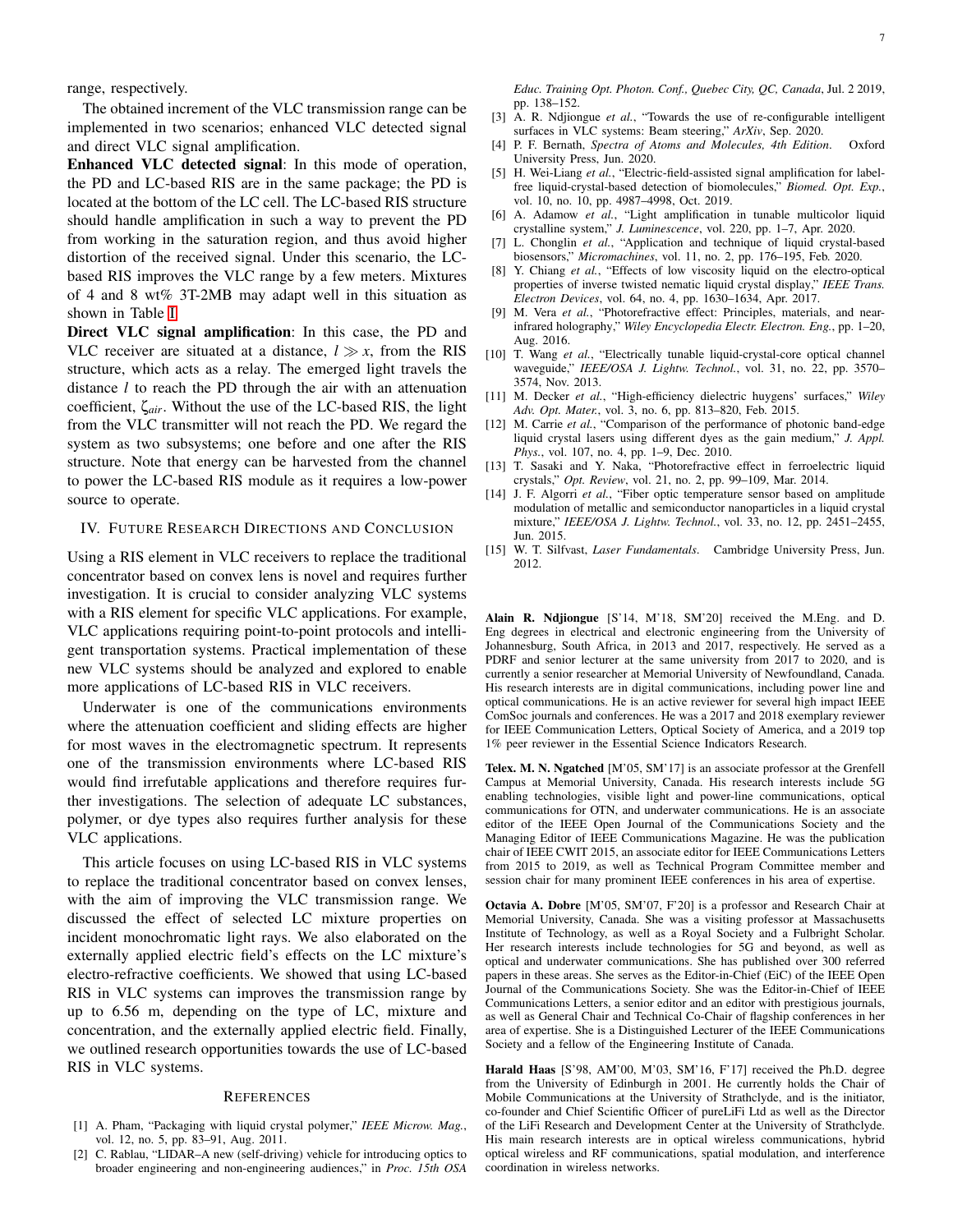range, respectively.

The obtained increment of the VLC transmission range can be implemented in two scenarios; enhanced VLC detected signal and direct VLC signal amplification.

**Enhanced VLC detected signal**: In this mode of operation, the PD and LC-based RIS are in the same package; the PD is located at the bottom of the LC cell. The LC-based RIS structure should handle amplification in such a way to prevent the PD from working in the saturation region, and thus avoid higher distortion of the received signal. Under this scenario, the LC-based RIS improves the VLC range by a few meters. Mixtures of 4 and 8 wt% 3T-2MB may adapt well in this situation as shown in Table I.

**Direct VLC signal amplification**: In this case, the PD and VLC receiver are situated at a distance, $l \gg x$, from the RIS structure, which acts as a relay. The emerged light travels the distance $l$ to reach the PD through the air with an attenuation coefficient, $\zeta_{air}$. Without the use of the LC-based RIS, the light from the VLC transmitter will not reach the PD. We regard the system as two subsystems; one before and one after the RIS structure. Note that energy can be harvested from the channel to power the LC-based RIS module as it requires a low-power source to operate.

## IV. Future Research Directions and Conclusion

Using a RIS element in VLC receivers to replace the traditional concentrator based on convex lens is novel and requires further investigation. It is crucial to consider analyzing VLC systems with a RIS element for specific VLC applications. For example, VLC applications requiring point-to-point protocols and intelligent transportation systems. Practical implementation of these new VLC systems should be analyzed and explored to enable more applications of LC-based RIS in VLC receivers.

Underwater is one of the communications environments where the attenuation coefficient and sliding effects are higher for most waves in the electromagnetic spectrum. It represents one of the transmission environments where LC-based RIS would find irrefutable applications and therefore requires further investigations. The selection of adequate LC substances, polymer, or dye types also requires further analysis for these VLC applications.

This article focuses on using LC-based RIS in VLC systems to replace the traditional concentrator based on convex lenses, with the aim of improving the VLC transmission range. We discussed the effect of selected LC mixture properties on incident monochromatic light rays. We also elaborated on the externally applied electric field's effects on the LC mixture's electro-refractive coefficients. We showed that using LC-based RIS in VLC systems can improves the transmission range by up to 6.56 m, depending on the type of LC, mixture and concentration, and the externally applied electric field. Finally, we outlined research opportunities towards the use of LC-based RIS in VLC systems.

## References

[1] A. Pham, "Packaging with liquid crystal polymer," *IEEE Microw. Mag.*, vol. 12, no. 5, pp. 83–91, Aug. 2011.

[2] C. Rablau, "LIDAR–A new (self-driving) vehicle for introducing optics to broader engineering and non-engineering audiences," in *Proc. 15th OSA Educ. Training Opt. Photon. Conf., Quebec City, QC, Canada*, Jul. 2 2019, pp. 138–152.

[3] A. R. Ndjiongue *et al.*, "Towards the use of re-configurable intelligent surfaces in VLC systems: Beam steering," *ArXiv*, Sep. 2020.

[4] P. F. Bernath, *Spectra of Atoms and Molecules, 4th Edition*. Oxford University Press, Jun. 2020.

[5] H. Wei-Liang *et al.*, "Electric-field-assisted signal amplification for label-free liquid-crystal-based detection of biomolecules," *Biomed. Opt. Exp.*, vol. 10, no. 10, pp. 4987–4998, Oct. 2019.

[6] A. Adamow *et al.*, "Light amplification in tunable multicolor liquid crystalline system," *J. Luminescence*, vol. 220, pp. 1–7, Apr. 2020.

[7] L. Chonglin *et al.*, "Application and technique of liquid crystal-based biosensors," *Micromachines*, vol. 11, no. 2, pp. 176–195, Feb. 2020.

[8] Y. Chiang *et al.*, "Effects of low viscosity liquid on the electro-optical properties of inverse twisted nematic liquid crystal display," *IEEE Trans. Electron Devices*, vol. 64, no. 4, pp. 1630–1634, Apr. 2017.

[9] M. Vera *et al.*, "Photorefractive effect: Principles, materials, and near-infrared holography," *Wiley Encyclopedia Electr. Electron. Eng.*, pp. 1–20, Aug. 2016.

[10] T. Wang *et al.*, "Electrically tunable liquid-crystal-core optical channel waveguide," *IEEE/OSA J. Lightw. Technol.*, vol. 31, no. 22, pp. 3570–3574, Nov. 2013.

[11] M. Decker *et al.*, "High-efficiency dielectric huygens' surfaces," *Wiley Adv. Opt. Mater.*, vol. 3, no. 6, pp. 813–820, Feb. 2015.

[12] M. Carrie *et al.*, "Comparison of the performance of photonic band-edge liquid crystal lasers using different dyes as the gain medium," *J. Appl. Phys.*, vol. 107, no. 4, pp. 1–9, Dec. 2010.

[13] T. Sasaki and Y. Naka, "Photorefractive effect in ferroelectric liquid crystals," *Opt. Review*, vol. 21, no. 2, pp. 99–109, Mar. 2014.

[14] J. F. Algorri *et al.*, "Fiber optic temperature sensor based on amplitude modulation of metallic and semiconductor nanoparticles in a liquid crystal mixture," *IEEE/OSA J. Lightw. Technol.*, vol. 33, no. 12, pp. 2451–2455, Jun. 2015.

[15] W. T. Silfvast, *Laser Fundamentals*. Cambridge University Press, Jun. 2012.

**Alain R. Ndjiongue** [S'14, M'18, SM'20] received the M.Eng. and D. Eng degrees in electrical and electronic engineering from the University of Johannesburg, South Africa, in 2013 and 2017, respectively. He served as a PDRF and senior lecturer at the same university from 2017 to 2020, and is currently a senior researcher at Memorial University of Newfoundland, Canada. His research interests are in digital communications, including power line and optical communications. He is an active reviewer for several high impact IEEE ComSoc journals and conferences. He was a 2017 and 2018 exemplary reviewer for IEEE Communication Letters, Optical Society of America, and a 2019 top 1% peer reviewer in the Essential Science Indicators Research.

**Telex. M. N. Ngatched** [M'05, SM'17] is an associate professor at the Grenfell Campus at Memorial University, Canada. His research interests include 5G enabling technologies, visible light and power-line communications, optical communications for OTN, and underwater communications. He is an associate editor of the IEEE Open Journal of the Communications Society and the Managing Editor of IEEE Communications Magazine. He was the publication chair of IEEE CWIT 2015, an associate editor for IEEE Communications Letters from 2015 to 2019, as well as Technical Program Committee member and session chair for many prominent IEEE conferences in his area of expertise.

**Octavia A. Dobre** [M'05, SM'07, F'20] is a professor and Research Chair at Memorial University, Canada. She was a visiting professor at Massachusetts Institute of Technology, as well as a Royal Society and a Fulbright Scholar. Her research interests include technologies for 5G and beyond, as well as optical and underwater communications. She has published over 300 referred papers in these areas. She serves as the Editor-in-Chief (EiC) of the IEEE Open Journal of the Communications Society. She was the Editor-in-Chief of IEEE Communications Letters, a senior editor and an editor with prestigious journals, as well as General Chair and Technical Co-Chair of flagship conferences in her area of expertise. She is a Distinguished Lecturer of the IEEE Communications Society and a fellow of the Engineering Institute of Canada.

**Harald Haas** [S'98, AM'00, M'03, SM'16, F'17] received the Ph.D. degree from the University of Edinburgh in 2001. He currently holds the Chair of Mobile Communications at the University of Strathclyde, and is the initiator, co-founder and Chief Scientific Officer of pureLiFi Ltd as well as the Director of the LiFi Research and Development Center at the University of Strathclyde. His main research interests are in optical wireless communications, hybrid optical wireless and RF communications, spatial modulation, and interference coordination in wireless networks.